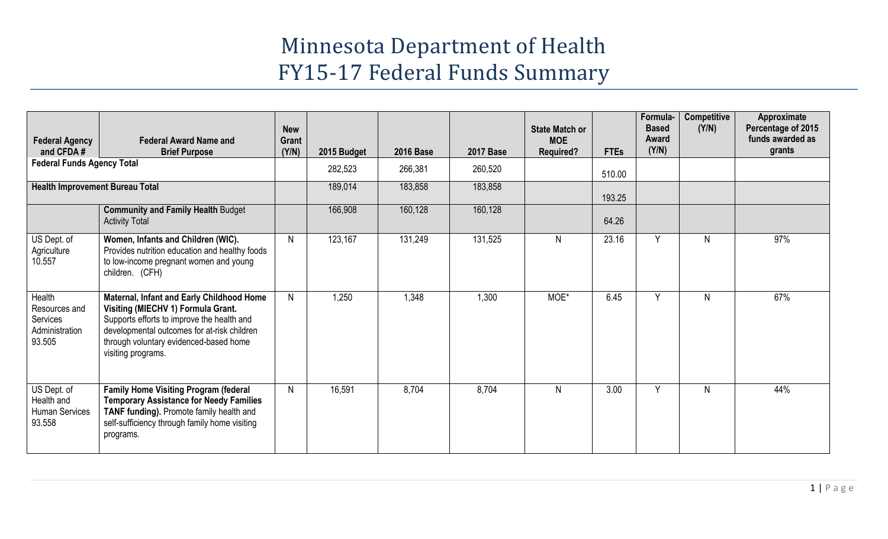# Minnesota Department of Health
# FY15-17 Federal Funds Summary

| Federal Agency and CFDA # | Federal Award Name and Brief Purpose | New Grant (Y/N) | 2015 Budget | 2016 Base | 2017 Base | State Match or MOE Required? | FTEs | Formula-Based Award (Y/N) | Competitive (Y/N) | Approximate Percentage of 2015 funds awarded as grants |
|---|---|---|---|---|---|---|---|---|---|---|
| **Federal Funds Agency Total** | | | 282,523 | 266,381 | 260,520 | | 510.00 | | | |
| **Health Improvement Bureau Total** | | | 189,014 | 183,858 | 183,858 | | 193.25 | | | |
| | **Community and Family Health** Budget Activity Total | | 166,908 | 160,128 | 160,128 | | 64.26 | | | |
| US Dept. of Agriculture 10.557 | **Women, Infants and Children (WIC).** Provides nutrition education and healthy foods to low-income pregnant women and young children. (CFH) | N | 123,167 | 131,249 | 131,525 | N | 23.16 | Y | N | 97% |
| Health Resources and Services Administration 93.505 | **Maternal, Infant and Early Childhood Home Visiting (MIECHV 1) Formula Grant.** Supports efforts to improve the health and developmental outcomes for at-risk children through voluntary evidenced-based home visiting programs. | N | 1,250 | 1,348 | 1,300 | MOE* | 6.45 | Y | N | 67% |
| US Dept. of Health and Human Services 93.558 | **Family Home Visiting Program (federal Temporary Assistance for Needy Families TANF funding).** Promote family health and self-sufficiency through family home visiting programs. | N | 16,591 | 8,704 | 8,704 | N | 3.00 | Y | N | 44% |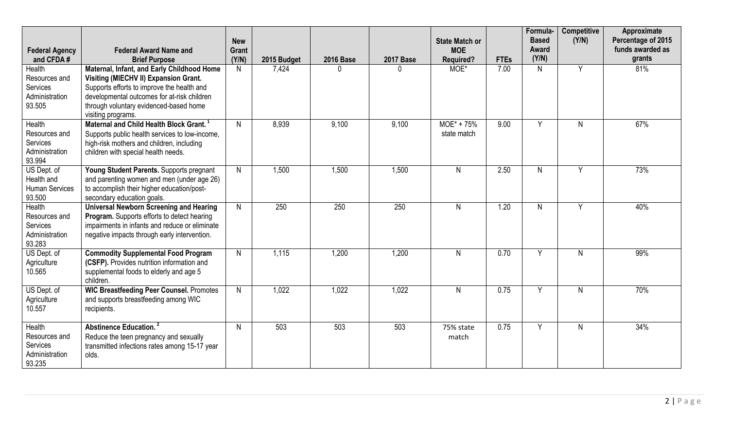| Federal Agency and CFDA # | Federal Award Name and Brief Purpose | New Grant (Y/N) | 2015 Budget | 2016 Base | 2017 Base | State Match or MOE Required? | FTEs | Formula-Based Award (Y/N) | Competitive (Y/N) | Approximate Percentage of 2015 funds awarded as grants |
|---|---|---|---|---|---|---|---|---|---|---|
| Health Resources and Services Administration 93.505 | **Maternal, Infant, and Early Childhood Home Visiting (MIECHV II) Expansion Grant.** Supports efforts to improve the health and developmental outcomes for at-risk children through voluntary evidenced-based home visiting programs. | N | 7,424 | 0 | 0 | MOE* | 7.00 | N | Y | 81% |
| Health Resources and Services Administration 93.994 | **Maternal and Child Health Block Grant.** [1] Supports public health services to low-income, high-risk mothers and children, including children with special health needs. | N | 8,939 | 9,100 | 9,100 | MOE* + 75% state match | 9.00 | Y | N | 67% |
| US Dept. of Health and Human Services 93.500 | **Young Student Parents.** Supports pregnant and parenting women and men (under age 26) to accomplish their higher education/post-secondary education goals. | N | 1,500 | 1,500 | 1,500 | N | 2.50 | N | Y | 73% |
| Health Resources and Services Administration 93.283 | **Universal Newborn Screening and Hearing Program.** Supports efforts to detect hearing impairments in infants and reduce or eliminate negative impacts through early intervention. | N | 250 | 250 | 250 | N | 1.20 | N | Y | 40% |
| US Dept. of Agriculture 10.565 | **Commodity Supplemental Food Program (CSFP).** Provides nutrition information and supplemental foods to elderly and age 5 children. | N | 1,115 | 1,200 | 1,200 | N | 0.70 | Y | N | 99% |
| US Dept. of Agriculture 10.557 | **WIC Breastfeeding Peer Counsel.** Promotes and supports breastfeeding among WIC recipients. | N | 1,022 | 1,022 | 1,022 | N | 0.75 | Y | N | 70% |
| Health Resources and Services Administration 93.235 | **Abstinence Education.** [2] Reduce the teen pregnancy and sexually transmitted infections rates among 15-17 year olds. | N | 503 | 503 | 503 | 75% state match | 0.75 | Y | N | 34% |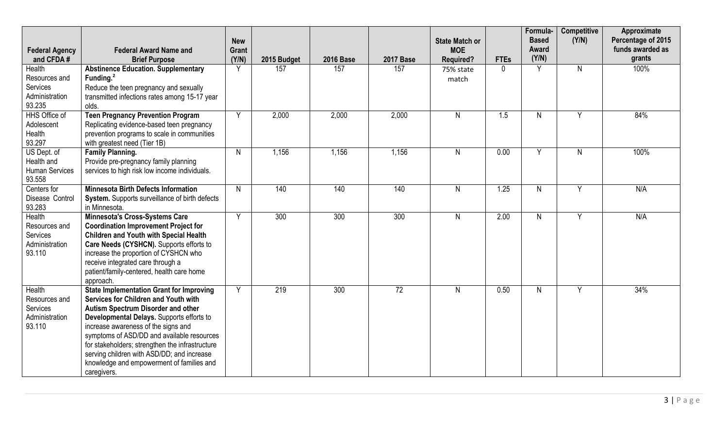| Federal Agency and CFDA # | Federal Award Name and Brief Purpose | New Grant (Y/N) | 2015 Budget | 2016 Base | 2017 Base | State Match or MOE Required? | FTEs | Formula-Based Award (Y/N) | Competitive (Y/N) | Approximate Percentage of 2015 funds awarded as grants |
|---|---|---|---|---|---|---|---|---|---|---|
| Health Resources and Services Administration 93.235 | **Abstinence Education. Supplementary Funding.**[2] Reduce the teen pregnancy and sexually transmitted infections rates among 15-17 year olds. | Y | 157 | 157 | 157 | 75% state match | 0 | Y | N | 100% |
| HHS Office of Adolescent Health 93.297 | **Teen Pregnancy Prevention Program** Replicating evidence-based teen pregnancy prevention programs to scale in communities with greatest need (Tier 1B) | Y | 2,000 | 2,000 | 2,000 | N | 1.5 | N | Y | 84% |
| US Dept. of Health and Human Services 93.558 | **Family Planning.** Provide pre-pregnancy family planning services to high risk low income individuals. | N | 1,156 | 1,156 | 1,156 | N | 0.00 | Y | N | 100% |
| Centers for Disease Control 93.283 | **Minnesota Birth Defects Information System.** Supports surveillance of birth defects in Minnesota. | N | 140 | 140 | 140 | N | 1.25 | N | Y | N/A |
| Health Resources and Services Administration 93.110 | **Minnesota's Cross-Systems Care Coordination Improvement Project for Children and Youth with Special Health Care Needs (CYSHCN).** Supports efforts to increase the proportion of CYSHCN who receive integrated care through a patient/family-centered, health care home approach. | Y | 300 | 300 | 300 | N | 2.00 | N | Y | N/A |
| Health Resources and Services Administration 93.110 | **State Implementation Grant for Improving Services for Children and Youth with Autism Spectrum Disorder and other Developmental Delays.** Supports efforts to increase awareness of the signs and symptoms of ASD/DD and available resources for stakeholders; strengthen the infrastructure serving children with ASD/DD; and increase knowledge and empowerment of families and caregivers. | Y | 219 | 300 | 72 | N | 0.50 | N | Y | 34% |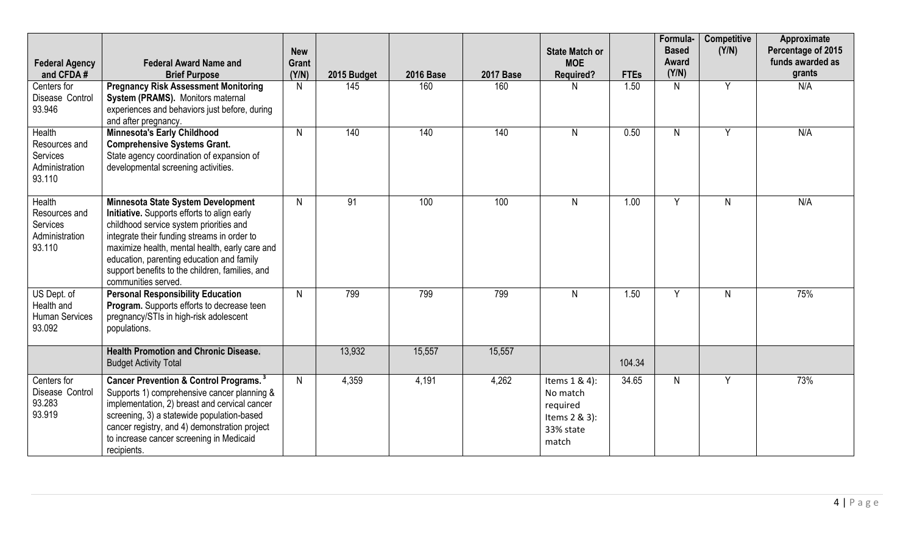| Federal Agency and CFDA # | Federal Award Name and Brief Purpose | New Grant (Y/N) | 2015 Budget | 2016 Base | 2017 Base | State Match or MOE Required? | FTEs | Formula-Based Award (Y/N) | Competitive (Y/N) | Approximate Percentage of 2015 funds awarded as grants |
|---|---|---|---|---|---|---|---|---|---|---|
| Centers for Disease Control 93.946 | **Pregnancy Risk Assessment Monitoring System (PRAMS).** Monitors maternal experiences and behaviors just before, during and after pregnancy. | N | 145 | 160 | 160 | N | 1.50 | N | Y | N/A |
| Health Resources and Services Administration 93.110 | **Minnesota's Early Childhood Comprehensive Systems Grant.** State agency coordination of expansion of developmental screening activities. | N | 140 | 140 | 140 | N | 0.50 | N | Y | N/A |
| Health Resources and Services Administration 93.110 | **Minnesota State System Development Initiative.** Supports efforts to align early childhood service system priorities and integrate their funding streams in order to maximize health, mental health, early care and education, parenting education and family support benefits to the children, families, and communities served. | N | 91 | 100 | 100 | N | 1.00 | Y | N | N/A |
| US Dept. of Health and Human Services 93.092 | **Personal Responsibility Education Program.** Supports efforts to decrease teen pregnancy/STIs in high-risk adolescent populations. | N | 799 | 799 | 799 | N | 1.50 | Y | N | 75% |
| | **Health Promotion and Chronic Disease.** Budget Activity Total | | 13,932 | 15,557 | 15,557 | | 104.34 | | | |
| Centers for Disease Control 93.283 93.919 | **Cancer Prevention & Control Programs.** [3] Supports 1) comprehensive cancer planning & implementation, 2) breast and cervical cancer screening, 3) a statewide population-based cancer registry, and 4) demonstration project to increase cancer screening in Medicaid recipients. | N | 4,359 | 4,191 | 4,262 | Items 1 & 4): No match required Items 2 & 3): 33% state match | 34.65 | N | Y | 73% |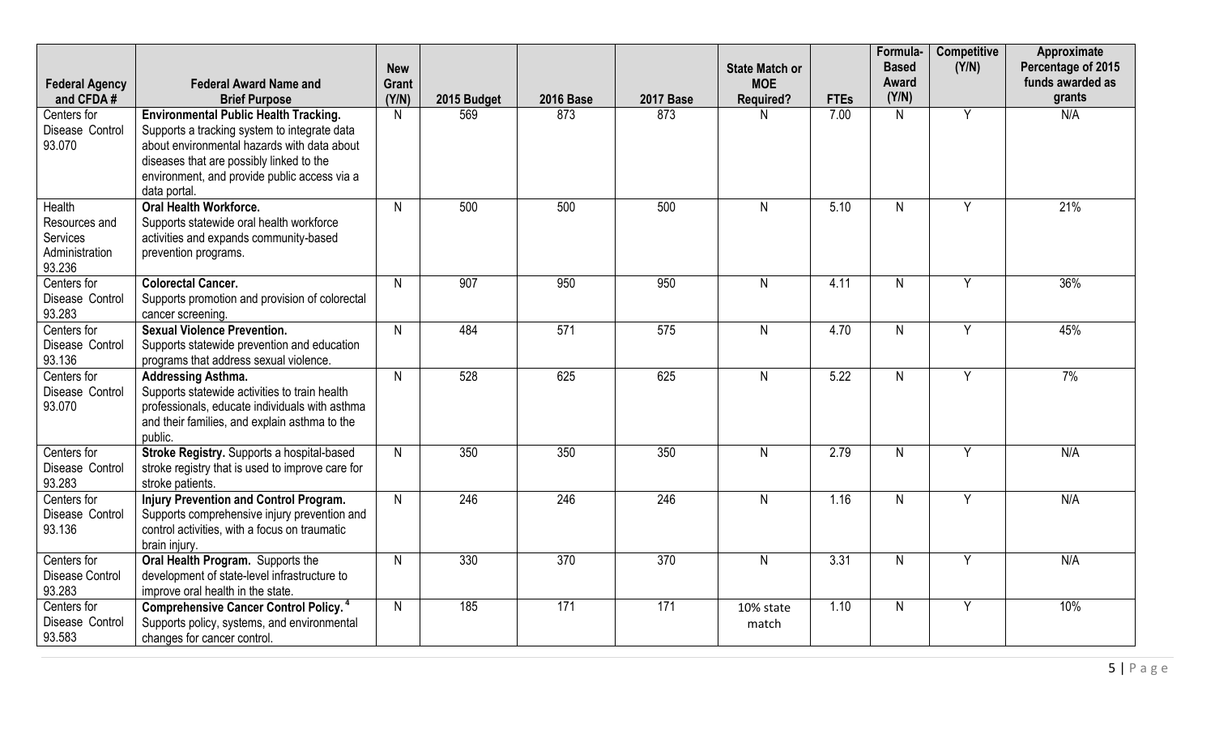| Federal Agency and CFDA # | Federal Award Name and Brief Purpose | New Grant (Y/N) | 2015 Budget | 2016 Base | 2017 Base | State Match or MOE Required? | FTEs | Formula-Based Award (Y/N) | Competitive (Y/N) | Approximate Percentage of 2015 funds awarded as grants |
|---|---|---|---|---|---|---|---|---|---|---|
| Centers for Disease Control 93.070 | **Environmental Public Health Tracking.** Supports a tracking system to integrate data about environmental hazards with data about diseases that are possibly linked to the environment, and provide public access via a data portal. | N | 569 | 873 | 873 | N | 7.00 | N | Y | N/A |
| Health Resources and Services Administration 93.236 | **Oral Health Workforce.** Supports statewide oral health workforce activities and expands community-based prevention programs. | N | 500 | 500 | 500 | N | 5.10 | N | Y | 21% |
| Centers for Disease Control 93.283 | **Colorectal Cancer.** Supports promotion and provision of colorectal cancer screening. | N | 907 | 950 | 950 | N | 4.11 | N | Y | 36% |
| Centers for Disease Control 93.136 | **Sexual Violence Prevention.** Supports statewide prevention and education programs that address sexual violence. | N | 484 | 571 | 575 | N | 4.70 | N | Y | 45% |
| Centers for Disease Control 93.070 | **Addressing Asthma.** Supports statewide activities to train health professionals, educate individuals with asthma and their families, and explain asthma to the public. | N | 528 | 625 | 625 | N | 5.22 | N | Y | 7% |
| Centers for Disease Control 93.283 | **Stroke Registry.** Supports a hospital-based stroke registry that is used to improve care for stroke patients. | N | 350 | 350 | 350 | N | 2.79 | N | Y | N/A |
| Centers for Disease Control 93.136 | **Injury Prevention and Control Program.** Supports comprehensive injury prevention and control activities, with a focus on traumatic brain injury. | N | 246 | 246 | 246 | N | 1.16 | N | Y | N/A |
| Centers for Disease Control 93.283 | **Oral Health Program.** Supports the development of state-level infrastructure to improve oral health in the state. | N | 330 | 370 | 370 | N | 3.31 | N | Y | N/A |
| Centers for Disease Control 93.583 | **Comprehensive Cancer Control Policy.**[4] Supports policy, systems, and environmental changes for cancer control. | N | 185 | 171 | 171 | 10% state match | 1.10 | N | Y | 10% |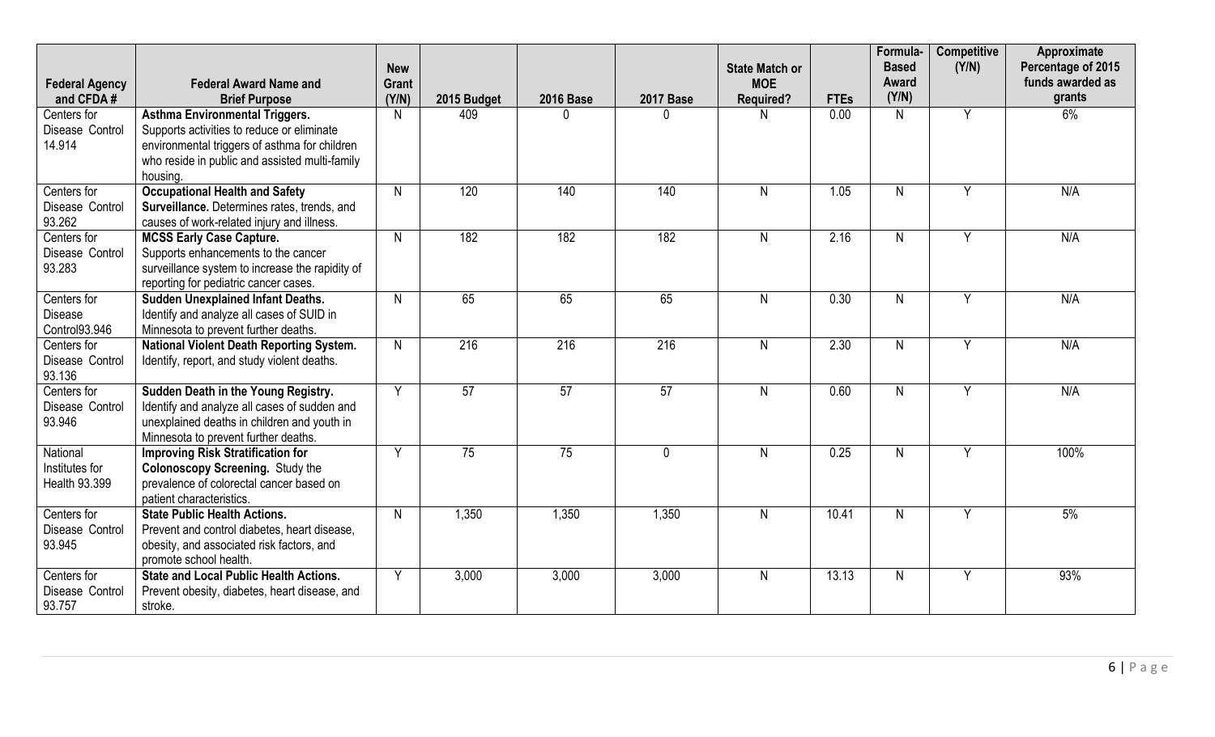| Federal Agency and CFDA # | Federal Award Name and Brief Purpose | New Grant (Y/N) | 2015 Budget | 2016 Base | 2017 Base | State Match or MOE Required? | FTEs | Formula-Based Award (Y/N) | Competitive (Y/N) | Approximate Percentage of 2015 funds awarded as grants |
|---|---|---|---|---|---|---|---|---|---|---|
| Centers for Disease Control 14.914 | **Asthma Environmental Triggers.** Supports activities to reduce or eliminate environmental triggers of asthma for children who reside in public and assisted multi-family housing. | N | 409 | 0 | 0 | N | 0.00 | N | Y | 6% |
| Centers for Disease Control 93.262 | **Occupational Health and Safety Surveillance.** Determines rates, trends, and causes of work-related injury and illness. | N | 120 | 140 | 140 | N | 1.05 | N | Y | N/A |
| Centers for Disease Control 93.283 | **MCSS Early Case Capture.** Supports enhancements to the cancer surveillance system to increase the rapidity of reporting for pediatric cancer cases. | N | 182 | 182 | 182 | N | 2.16 | N | Y | N/A |
| Centers for Disease Control93.946 | **Sudden Unexplained Infant Deaths.** Identify and analyze all cases of SUID in Minnesota to prevent further deaths. | N | 65 | 65 | 65 | N | 0.30 | N | Y | N/A |
| Centers for Disease Control 93.136 | **National Violent Death Reporting System.** Identify, report, and study violent deaths. | N | 216 | 216 | 216 | N | 2.30 | N | Y | N/A |
| Centers for Disease Control 93.946 | **Sudden Death in the Young Registry.** Identify and analyze all cases of sudden and unexplained deaths in children and youth in Minnesota to prevent further deaths. | Y | 57 | 57 | 57 | N | 0.60 | N | Y | N/A |
| National Institutes for Health 93.399 | **Improving Risk Stratification for Colonoscopy Screening.** Study the prevalence of colorectal cancer based on patient characteristics. | Y | 75 | 75 | 0 | N | 0.25 | N | Y | 100% |
| Centers for Disease Control 93.945 | **State Public Health Actions.** Prevent and control diabetes, heart disease, obesity, and associated risk factors, and promote school health. | N | 1,350 | 1,350 | 1,350 | N | 10.41 | N | Y | 5% |
| Centers for Disease Control 93.757 | **State and Local Public Health Actions.** Prevent obesity, diabetes, heart disease, and stroke. | Y | 3,000 | 3,000 | 3,000 | N | 13.13 | N | Y | 93% |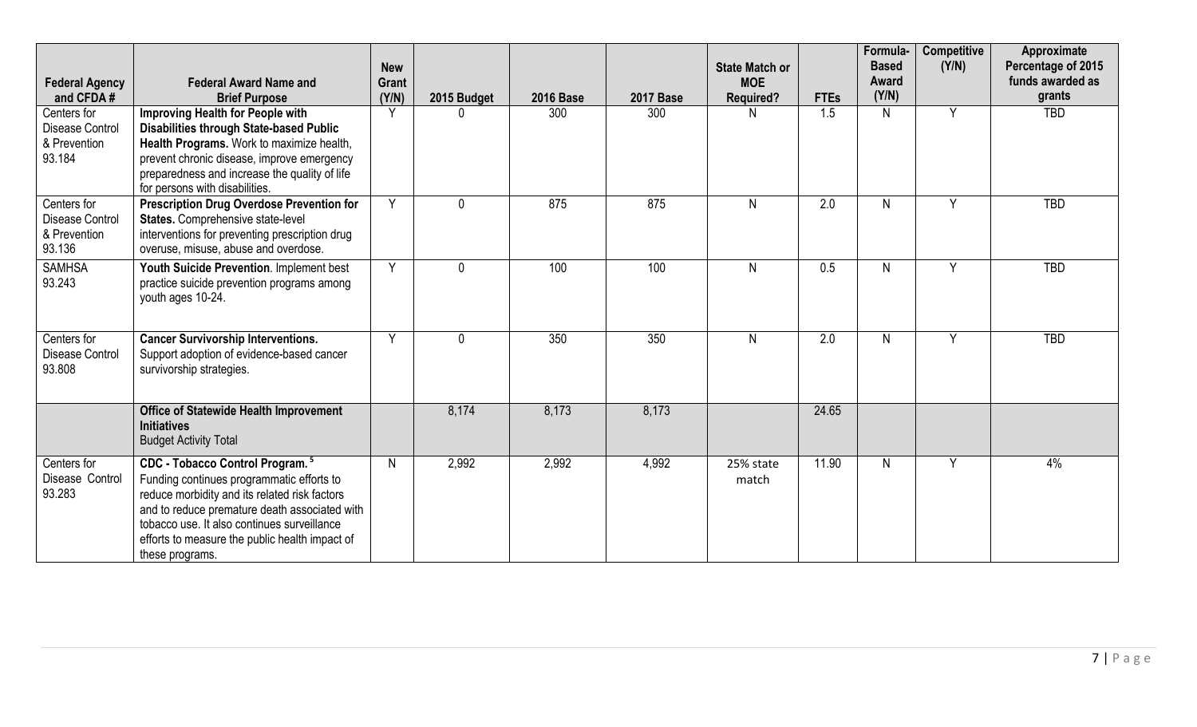| Federal Agency and CFDA # | Federal Award Name and Brief Purpose | New Grant (Y/N) | 2015 Budget | 2016 Base | 2017 Base | State Match or MOE Required? | FTEs | Formula-Based Award (Y/N) | Competitive (Y/N) | Approximate Percentage of 2015 funds awarded as grants |
|---|---|---|---|---|---|---|---|---|---|---|
| Centers for Disease Control & Prevention 93.184 | **Improving Health for People with Disabilities through State-based Public Health Programs.** Work to maximize health, prevent chronic disease, improve emergency preparedness and increase the quality of life for persons with disabilities. | Y | 0 | 300 | 300 | N | 1.5 | N | Y | TBD |
| Centers for Disease Control & Prevention 93.136 | **Prescription Drug Overdose Prevention for States.** Comprehensive state-level interventions for preventing prescription drug overuse, misuse, abuse and overdose. | Y | 0 | 875 | 875 | N | 2.0 | N | Y | TBD |
| SAMHSA 93.243 | **Youth Suicide Prevention**. Implement best practice suicide prevention programs among youth ages 10-24. | Y | 0 | 100 | 100 | N | 0.5 | N | Y | TBD |
| Centers for Disease Control 93.808 | **Cancer Survivorship Interventions.** Support adoption of evidence-based cancer survivorship strategies. | Y | 0 | 350 | 350 | N | 2.0 | N | Y | TBD |
| | **Office of Statewide Health Improvement Initiatives** Budget Activity Total | | 8,174 | 8,173 | 8,173 | | 24.65 | | | |
| Centers for Disease Control 93.283 | **CDC - Tobacco Control Program.** [5] Funding continues programmatic efforts to reduce morbidity and its related risk factors and to reduce premature death associated with tobacco use. It also continues surveillance efforts to measure the public health impact of these programs. | N | 2,992 | 2,992 | 4,992 | 25% state match | 11.90 | N | Y | 4% |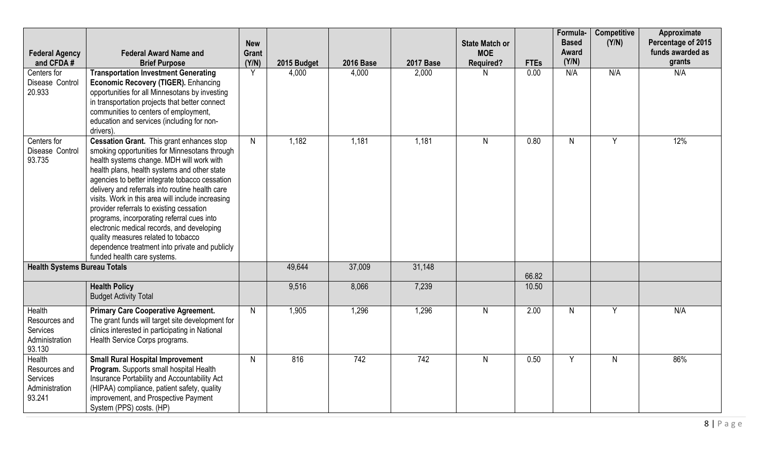| Federal Agency and CFDA # | Federal Award Name and Brief Purpose | New Grant (Y/N) | 2015 Budget | 2016 Base | 2017 Base | State Match or MOE Required? | FTEs | Formula-Based Award (Y/N) | Competitive (Y/N) | Approximate Percentage of 2015 funds awarded as grants |
|---|---|---|---|---|---|---|---|---|---|---|
| Centers for Disease Control 20.933 | **Transportation Investment Generating Economic Recovery (TIGER).** Enhancing opportunities for all Minnesotans by investing in transportation projects that better connect communities to centers of employment, education and services (including for non-drivers). | Y | 4,000 | 4,000 | 2,000 | N | 0.00 | N/A | N/A | N/A |
| Centers for Disease Control 93.735 | **Cessation Grant.** This grant enhances stop smoking opportunities for Minnesotans through health systems change. MDH will work with health plans, health systems and other state agencies to better integrate tobacco cessation delivery and referrals into routine health care visits. Work in this area will include increasing provider referrals to existing cessation programs, incorporating referral cues into electronic medical records, and developing quality measures related to tobacco dependence treatment into private and publicly funded health care systems. | N | 1,182 | 1,181 | 1,181 | N | 0.80 | N | Y | 12% |
| **Health Systems Bureau Totals** | | | 49,644 | 37,009 | 31,148 | | 66.82 | | | |
| | **Health Policy** Budget Activity Total | | 9,516 | 8,066 | 7,239 | | 10.50 | | | |
| Health Resources and Services Administration 93.130 | **Primary Care Cooperative Agreement.** The grant funds will target site development for clinics interested in participating in National Health Service Corps programs. | N | 1,905 | 1,296 | 1,296 | N | 2.00 | N | Y | N/A |
| Health Resources and Services Administration 93.241 | **Small Rural Hospital Improvement Program.** Supports small hospital Health Insurance Portability and Accountability Act (HIPAA) compliance, patient safety, quality improvement, and Prospective Payment System (PPS) costs. (HP) | N | 816 | 742 | 742 | N | 0.50 | Y | N | 86% |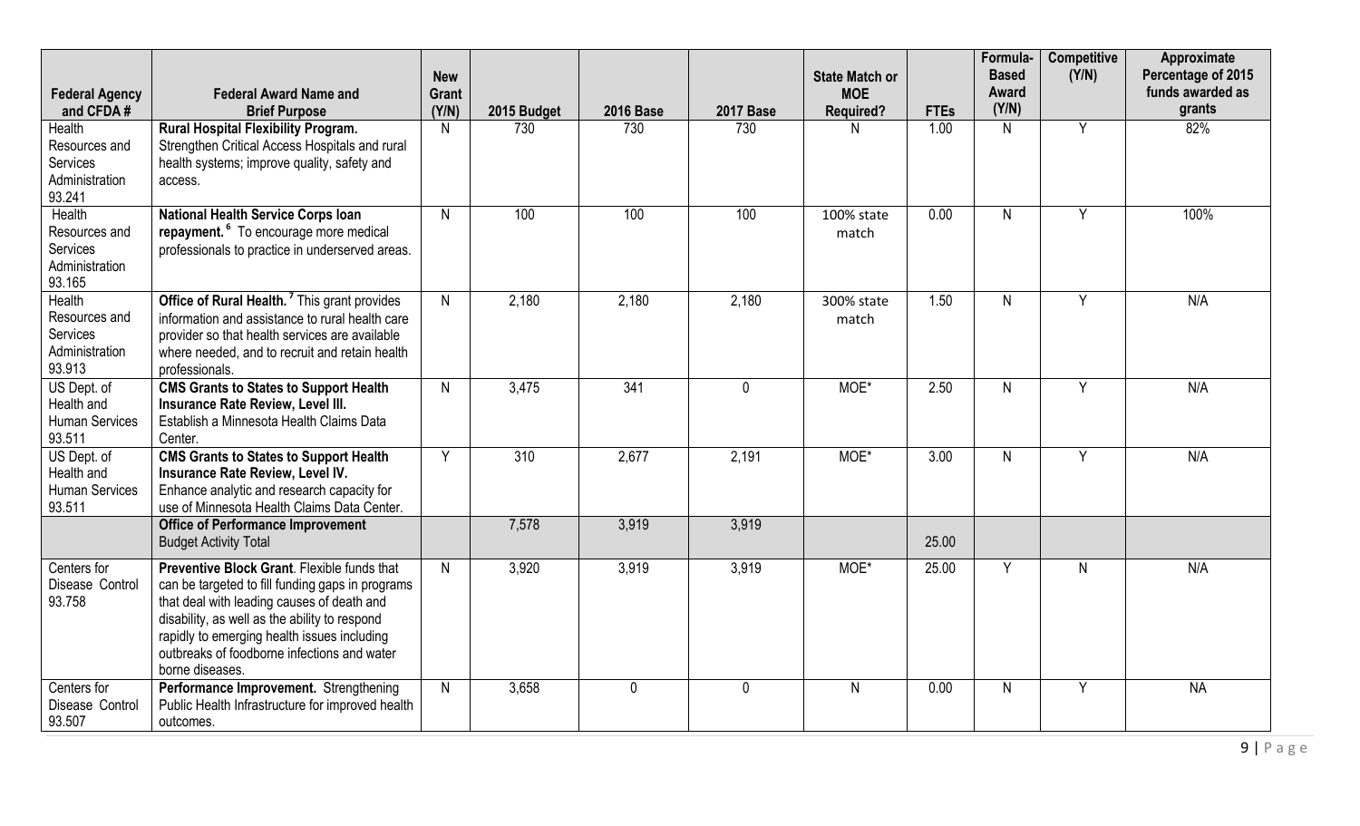| Federal Agency and CFDA # | Federal Award Name and Brief Purpose | New Grant (Y/N) | 2015 Budget | 2016 Base | 2017 Base | State Match or MOE Required? | FTEs | Formula-Based Award (Y/N) | Competitive (Y/N) | Approximate Percentage of 2015 funds awarded as grants |
|---|---|---|---|---|---|---|---|---|---|---|
| Health Resources and Services Administration 93.241 | **Rural Hospital Flexibility Program.** Strengthen Critical Access Hospitals and rural health systems; improve quality, safety and access. | N | 730 | 730 | 730 | N | 1.00 | N | Y | 82% |
| Health Resources and Services Administration 93.165 | **National Health Service Corps loan repayment.** [6] To encourage more medical professionals to practice in underserved areas. | N | 100 | 100 | 100 | 100% state match | 0.00 | N | Y | 100% |
| Health Resources and Services Administration 93.913 | **Office of Rural Health.** [7] This grant provides information and assistance to rural health care provider so that health services are available where needed, and to recruit and retain health professionals. | N | 2,180 | 2,180 | 2,180 | 300% state match | 1.50 | N | Y | N/A |
| US Dept. of Health and Human Services 93.511 | **CMS Grants to States to Support Health Insurance Rate Review, Level III.** Establish a Minnesota Health Claims Data Center. | N | 3,475 | 341 | 0 | MOE* | 2.50 | N | Y | N/A |
| US Dept. of Health and Human Services 93.511 | **CMS Grants to States to Support Health Insurance Rate Review, Level IV.** Enhance analytic and research capacity for use of Minnesota Health Claims Data Center. | Y | 310 | 2,677 | 2,191 | MOE* | 3.00 | N | Y | N/A |
| | **Office of Performance Improvement** Budget Activity Total | | 7,578 | 3,919 | 3,919 | | 25.00 | | | |
| Centers for Disease Control 93.758 | **Preventive Block Grant**. Flexible funds that can be targeted to fill funding gaps in programs that deal with leading causes of death and disability, as well as the ability to respond rapidly to emerging health issues including outbreaks of foodborne infections and water borne diseases. | N | 3,920 | 3,919 | 3,919 | MOE* | 25.00 | Y | N | N/A |
| Centers for Disease Control 93.507 | **Performance Improvement.** Strengthening Public Health Infrastructure for improved health outcomes. | N | 3,658 | 0 | 0 | N | 0.00 | N | Y | NA |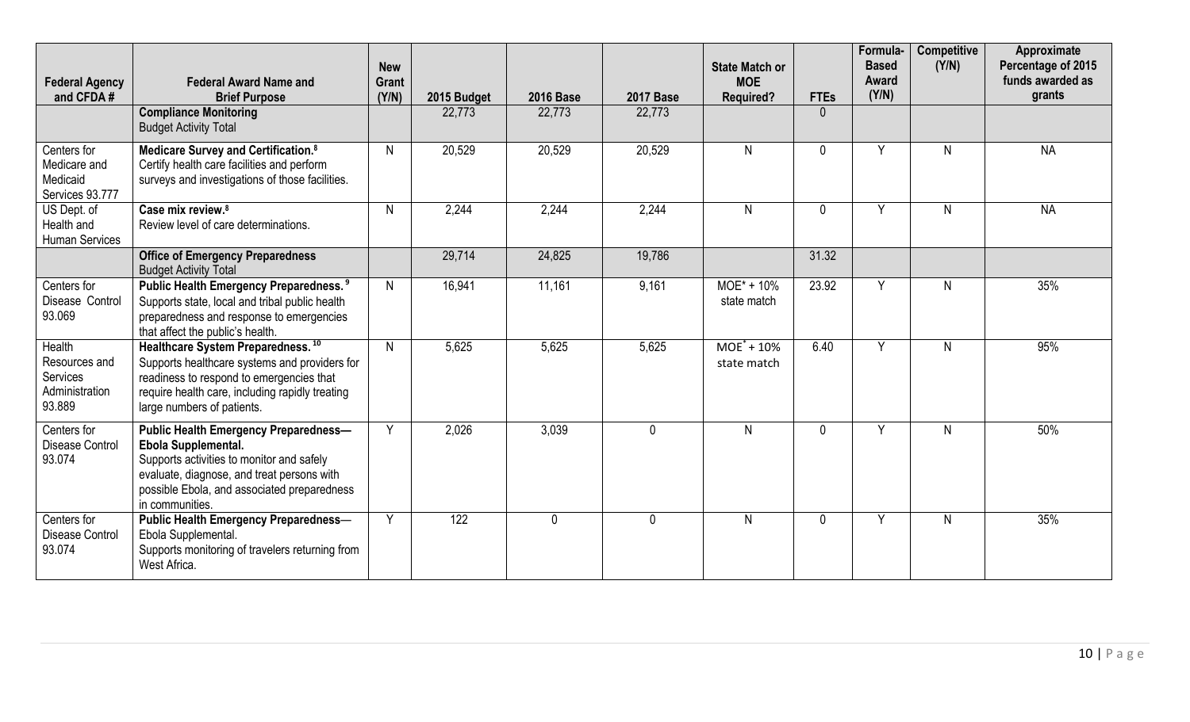| Federal Agency and CFDA # | Federal Award Name and Brief Purpose | New Grant (Y/N) | 2015 Budget | 2016 Base | 2017 Base | State Match or MOE Required? | FTEs | Formula-Based Award (Y/N) | Competitive (Y/N) | Approximate Percentage of 2015 funds awarded as grants |
|---|---|---|---|---|---|---|---|---|---|---|
| | **Compliance Monitoring** Budget Activity Total | | 22,773 | 22,773 | 22,773 | | 0 | | | |
| Centers for Medicare and Medicaid Services 93.777 | **Medicare Survey and Certification.**[8] Certify health care facilities and perform surveys and investigations of those facilities. | N | 20,529 | 20,529 | 20,529 | N | 0 | Y | N | NA |
| US Dept. of Health and Human Services | **Case mix review.**[8] Review level of care determinations. | N | 2,244 | 2,244 | 2,244 | N | 0 | Y | N | NA |
| | **Office of Emergency Preparedness** Budget Activity Total | | 29,714 | 24,825 | 19,786 | | 31.32 | | | |
| Centers for Disease Control 93.069 | **Public Health Emergency Preparedness.**[9] Supports state, local and tribal public health preparedness and response to emergencies that affect the public's health. | N | 16,941 | 11,161 | 9,161 | MOE* + 10% state match | 23.92 | Y | N | 35% |
| Health Resources and Services Administration 93.889 | **Healthcare System Preparedness.**[10] Supports healthcare systems and providers for readiness to respond to emergencies that require health care, including rapidly treating large numbers of patients. | N | 5,625 | 5,625 | 5,625 | MOE* + 10% state match | 6.40 | Y | N | 95% |
| Centers for Disease Control 93.074 | **Public Health Emergency Preparedness—Ebola Supplemental.** Supports activities to monitor and safely evaluate, diagnose, and treat persons with possible Ebola, and associated preparedness in communities. | Y | 2,026 | 3,039 | 0 | N | 0 | Y | N | 50% |
| Centers for Disease Control 93.074 | **Public Health Emergency Preparedness**— Ebola Supplemental. Supports monitoring of travelers returning from West Africa. | Y | 122 | 0 | 0 | N | 0 | Y | N | 35% |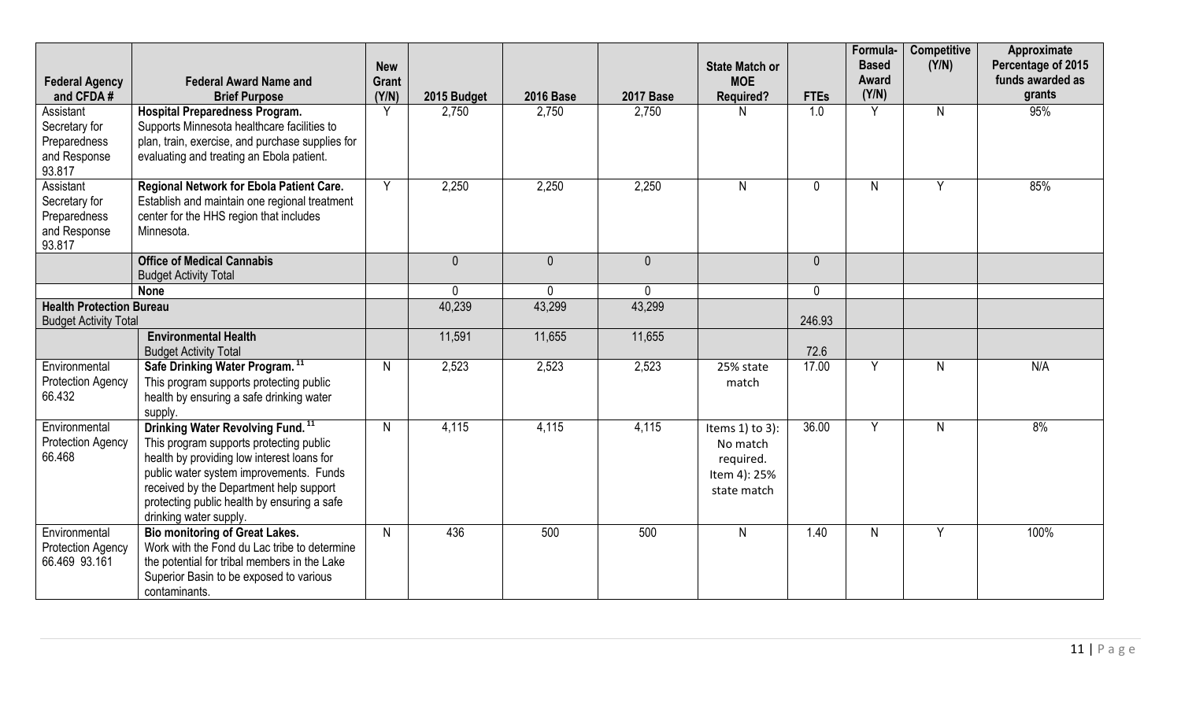| Federal Agency and CFDA # | Federal Award Name and Brief Purpose | New Grant (Y/N) | 2015 Budget | 2016 Base | 2017 Base | State Match or MOE Required? | FTEs | Formula-Based Award (Y/N) | Competitive (Y/N) | Approximate Percentage of 2015 funds awarded as grants |
|---|---|---|---|---|---|---|---|---|---|---|
| Assistant Secretary for Preparedness and Response 93.817 | **Hospital Preparedness Program.** Supports Minnesota healthcare facilities to plan, train, exercise, and purchase supplies for evaluating and treating an Ebola patient. | Y | 2,750 | 2,750 | 2,750 | N | 1.0 | Y | N | 95% |
| Assistant Secretary for Preparedness and Response 93.817 | **Regional Network for Ebola Patient Care.** Establish and maintain one regional treatment center for the HHS region that includes Minnesota. | Y | 2,250 | 2,250 | 2,250 | N | 0 | N | Y | 85% |
| | **Office of Medical Cannabis** Budget Activity Total | | 0 | 0 | 0 | | 0 | | | |
| | **None** | | 0 | 0 | 0 | | 0 | | | |
| **Health Protection Bureau** Budget Activity Total | | | 40,239 | 43,299 | 43,299 | | 246.93 | | | |
| | **Environmental Health** Budget Activity Total | | 11,591 | 11,655 | 11,655 | | 72.6 | | | |
| Environmental Protection Agency 66.432 | **Safe Drinking Water Program.** [11] This program supports protecting public health by ensuring a safe drinking water supply. | N | 2,523 | 2,523 | 2,523 | 25% state match | 17.00 | Y | N | N/A |
| Environmental Protection Agency 66.468 | **Drinking Water Revolving Fund.** [11] This program supports protecting public health by providing low interest loans for public water system improvements. Funds received by the Department help support protecting public health by ensuring a safe drinking water supply. | N | 4,115 | 4,115 | 4,115 | Items 1) to 3): No match required. Item 4): 25% state match | 36.00 | Y | N | 8% |
| Environmental Protection Agency 66.469 93.161 | **Bio monitoring of Great Lakes.** Work with the Fond du Lac tribe to determine the potential for tribal members in the Lake Superior Basin to be exposed to various contaminants. | N | 436 | 500 | 500 | N | 1.40 | N | Y | 100% |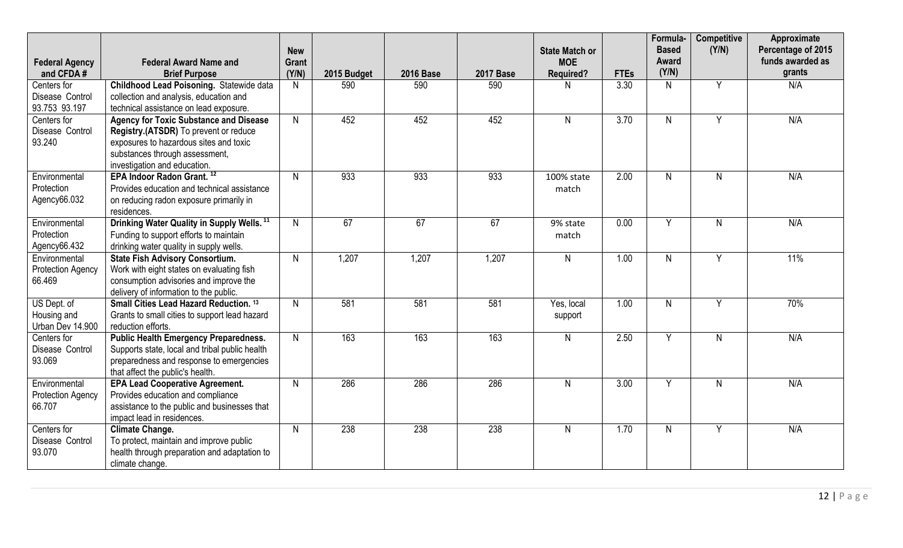| Federal Agency and CFDA # | Federal Award Name and Brief Purpose | New Grant (Y/N) | 2015 Budget | 2016 Base | 2017 Base | State Match or MOE Required? | FTEs | Formula-Based Award (Y/N) | Competitive (Y/N) | Approximate Percentage of 2015 funds awarded as grants |
|---|---|---|---|---|---|---|---|---|---|---|
| Centers for Disease Control 93.753 93.197 | **Childhood Lead Poisoning.** Statewide data collection and analysis, education and technical assistance on lead exposure. | N | 590 | 590 | 590 | N | 3.30 | N | Y | N/A |
| Centers for Disease Control 93.240 | **Agency for Toxic Substance and Disease Registry.(ATSDR)** To prevent or reduce exposures to hazardous sites and toxic substances through assessment, investigation and education. | N | 452 | 452 | 452 | N | 3.70 | N | Y | N/A |
| Environmental Protection Agency66.032 | **EPA Indoor Radon Grant.** [12] Provides education and technical assistance on reducing radon exposure primarily in residences. | N | 933 | 933 | 933 | 100% state match | 2.00 | N | N | N/A |
| Environmental Protection Agency66.432 | **Drinking Water Quality in Supply Wells.** [11] Funding to support efforts to maintain drinking water quality in supply wells. | N | 67 | 67 | 67 | 9% state match | 0.00 | Y | N | N/A |
| Environmental Protection Agency 66.469 | **State Fish Advisory Consortium.** Work with eight states on evaluating fish consumption advisories and improve the delivery of information to the public. | N | 1,207 | 1,207 | 1,207 | N | 1.00 | N | Y | 11% |
| US Dept. of Housing and Urban Dev 14.900 | **Small Cities Lead Hazard Reduction.** [13] Grants to small cities to support lead hazard reduction efforts. | N | 581 | 581 | 581 | Yes, local support | 1.00 | N | Y | 70% |
| Centers for Disease Control 93.069 | **Public Health Emergency Preparedness.** Supports state, local and tribal public health preparedness and response to emergencies that affect the public's health. | N | 163 | 163 | 163 | N | 2.50 | Y | N | N/A |
| Environmental Protection Agency 66.707 | **EPA Lead Cooperative Agreement.** Provides education and compliance assistance to the public and businesses that impact lead in residences. | N | 286 | 286 | 286 | N | 3.00 | Y | N | N/A |
| Centers for Disease Control 93.070 | **Climate Change.** To protect, maintain and improve public health through preparation and adaptation to climate change. | N | 238 | 238 | 238 | N | 1.70 | N | Y | N/A |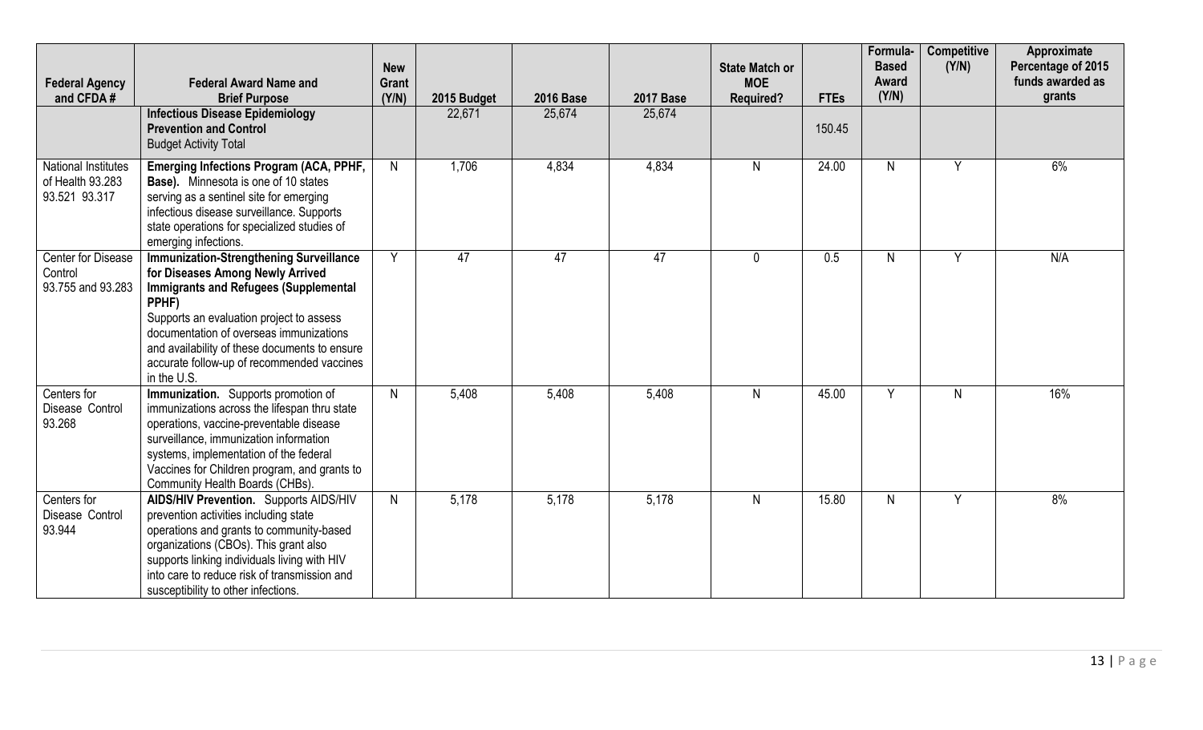| Federal Agency and CFDA # | Federal Award Name and Brief Purpose | New Grant (Y/N) | 2015 Budget | 2016 Base | 2017 Base | State Match or MOE Required? | FTEs | Formula-Based Award (Y/N) | Competitive (Y/N) | Approximate Percentage of 2015 funds awarded as grants |
|---|---|---|---|---|---|---|---|---|---|---|
| | **Infectious Disease Epidemiology Prevention and Control** Budget Activity Total | | 22,671 | 25,674 | 25,674 | | 150.45 | | | |
| National Institutes of Health 93.283 93.521 93.317 | **Emerging Infections Program (ACA, PPHF, Base).** Minnesota is one of 10 states serving as a sentinel site for emerging infectious disease surveillance. Supports state operations for specialized studies of emerging infections. | N | 1,706 | 4,834 | 4,834 | N | 24.00 | N | Y | 6% |
| Center for Disease Control 93.755 and 93.283 | **Immunization-Strengthening Surveillance for Diseases Among Newly Arrived Immigrants and Refugees (Supplemental PPHF)** Supports an evaluation project to assess documentation of overseas immunizations and availability of these documents to ensure accurate follow-up of recommended vaccines in the U.S. | Y | 47 | 47 | 47 | 0 | 0.5 | N | Y | N/A |
| Centers for Disease Control 93.268 | **Immunization.** Supports promotion of immunizations across the lifespan thru state operations, vaccine-preventable disease surveillance, immunization information systems, implementation of the federal Vaccines for Children program, and grants to Community Health Boards (CHBs). | N | 5,408 | 5,408 | 5,408 | N | 45.00 | Y | N | 16% |
| Centers for Disease Control 93.944 | **AIDS/HIV Prevention.** Supports AIDS/HIV prevention activities including state operations and grants to community-based organizations (CBOs). This grant also supports linking individuals living with HIV into care to reduce risk of transmission and susceptibility to other infections. | N | 5,178 | 5,178 | 5,178 | N | 15.80 | N | Y | 8% |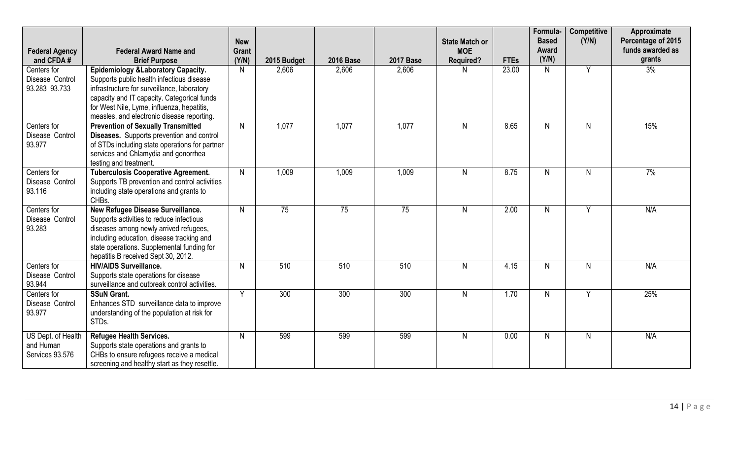| Federal Agency and CFDA # | Federal Award Name and Brief Purpose | New Grant (Y/N) | 2015 Budget | 2016 Base | 2017 Base | State Match or MOE Required? | FTEs | Formula-Based Award (Y/N) | Competitive (Y/N) | Approximate Percentage of 2015 funds awarded as grants |
|---|---|---|---|---|---|---|---|---|---|---|
| Centers for Disease Control 93.283 93.733 | **Epidemiology &Laboratory Capacity.** Supports public health infectious disease infrastructure for surveillance, laboratory capacity and IT capacity. Categorical funds for West Nile, Lyme, influenza, hepatitis, measles, and electronic disease reporting. | N | 2,606 | 2,606 | 2,606 | N | 23.00 | N | Y | 3% |
| Centers for Disease Control 93.977 | **Prevention of Sexually Transmitted Diseases.** Supports prevention and control of STDs including state operations for partner services and Chlamydia and gonorrhea testing and treatment. | N | 1,077 | 1,077 | 1,077 | N | 8.65 | N | N | 15% |
| Centers for Disease Control 93.116 | **Tuberculosis Cooperative Agreement.** Supports TB prevention and control activities including state operations and grants to CHBs. | N | 1,009 | 1,009 | 1,009 | N | 8.75 | N | N | 7% |
| Centers for Disease Control 93.283 | **New Refugee Disease Surveillance.** Supports activities to reduce infectious diseases among newly arrived refugees, including education, disease tracking and state operations. Supplemental funding for hepatitis B received Sept 30, 2012. | N | 75 | 75 | 75 | N | 2.00 | N | Y | N/A |
| Centers for Disease Control 93.944 | **HIV/AIDS Surveillance.** Supports state operations for disease surveillance and outbreak control activities. | N | 510 | 510 | 510 | N | 4.15 | N | N | N/A |
| Centers for Disease Control 93.977 | **SSuN Grant.** Enhances STD surveillance data to improve understanding of the population at risk for STDs. | Y | 300 | 300 | 300 | N | 1.70 | N | Y | 25% |
| US Dept. of Health and Human Services 93.576 | **Refugee Health Services.** Supports state operations and grants to CHBs to ensure refugees receive a medical screening and healthy start as they resettle. | N | 599 | 599 | 599 | N | 0.00 | N | N | N/A |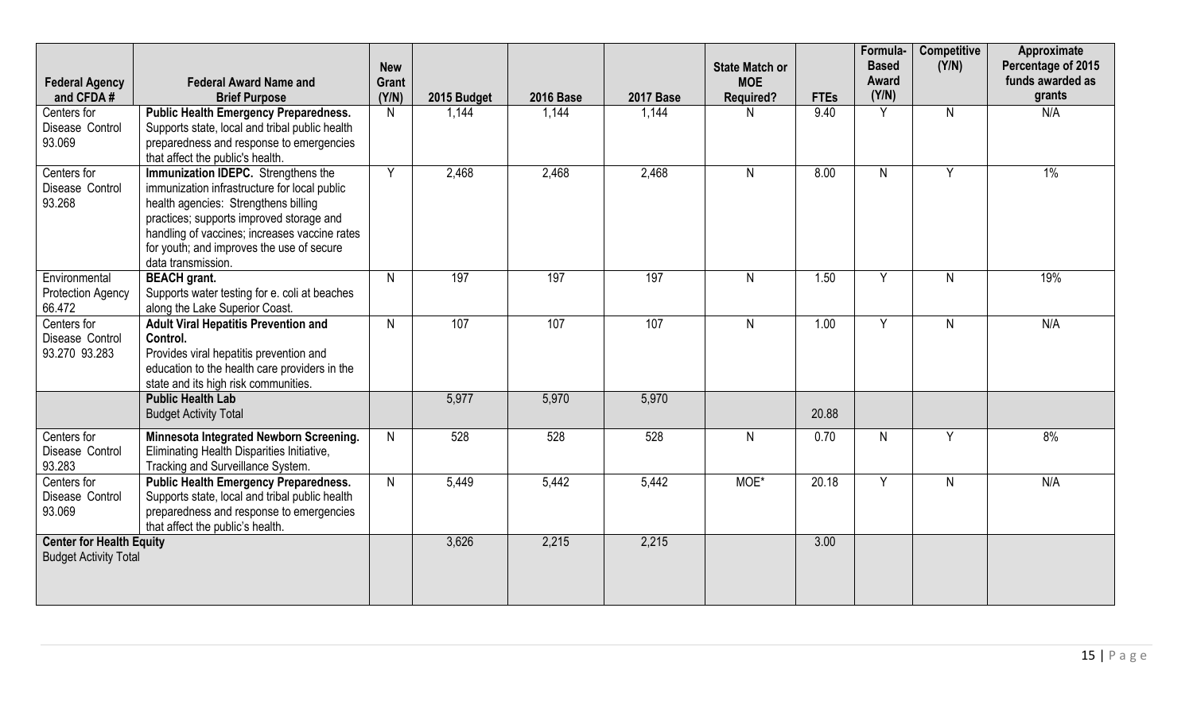| Federal Agency and CFDA # | Federal Award Name and Brief Purpose | New Grant (Y/N) | 2015 Budget | 2016 Base | 2017 Base | State Match or MOE Required? | FTEs | Formula-Based Award (Y/N) | Competitive (Y/N) | Approximate Percentage of 2015 funds awarded as grants |
|---|---|---|---|---|---|---|---|---|---|---|
| Centers for Disease Control 93.069 | **Public Health Emergency Preparedness.** Supports state, local and tribal public health preparedness and response to emergencies that affect the public's health. | N | 1,144 | 1,144 | 1,144 | N | 9.40 | Y | N | N/A |
| Centers for Disease Control 93.268 | **Immunization IDEPC.** Strengthens the immunization infrastructure for local public health agencies: Strengthens billing practices; supports improved storage and handling of vaccines; increases vaccine rates for youth; and improves the use of secure data transmission. | Y | 2,468 | 2,468 | 2,468 | N | 8.00 | N | Y | 1% |
| Environmental Protection Agency 66.472 | **BEACH grant.** Supports water testing for e. coli at beaches along the Lake Superior Coast. | N | 197 | 197 | 197 | N | 1.50 | Y | N | 19% |
| Centers for Disease Control 93.270 93.283 | **Adult Viral Hepatitis Prevention and Control.** Provides viral hepatitis prevention and education to the health care providers in the state and its high risk communities. | N | 107 | 107 | 107 | N | 1.00 | Y | N | N/A |
| | **Public Health Lab** Budget Activity Total | | 5,977 | 5,970 | 5,970 | | 20.88 | | | |
| Centers for Disease Control 93.283 | **Minnesota Integrated Newborn Screening.** Eliminating Health Disparities Initiative, Tracking and Surveillance System. | N | 528 | 528 | 528 | N | 0.70 | N | Y | 8% |
| Centers for Disease Control 93.069 | **Public Health Emergency Preparedness.** Supports state, local and tribal public health preparedness and response to emergencies that affect the public's health. | N | 5,449 | 5,442 | 5,442 | MOE* | 20.18 | Y | N | N/A |
| **Center for Health Equity** Budget Activity Total | | | 3,626 | 2,215 | 2,215 | | 3.00 | | | |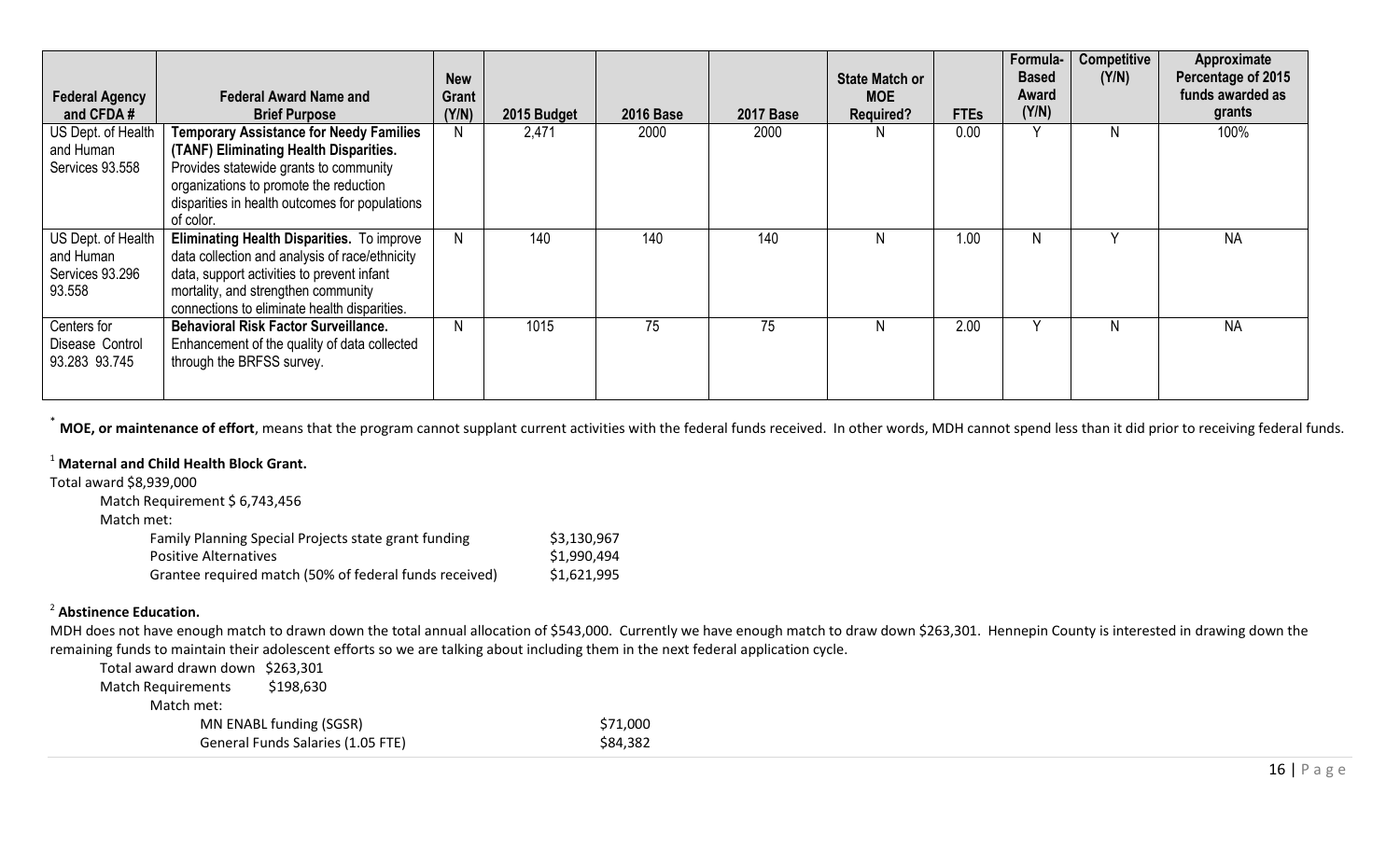| Federal Agency and CFDA # | Federal Award Name and Brief Purpose | New Grant (Y/N) | 2015 Budget | 2016 Base | 2017 Base | State Match or MOE Required? | FTEs | Formula-Based Award (Y/N) | Competitive (Y/N) | Approximate Percentage of 2015 funds awarded as grants |
|---|---|---|---|---|---|---|---|---|---|---|
| US Dept. of Health and Human Services 93.558 | **Temporary Assistance for Needy Families (TANF) Eliminating Health Disparities.** Provides statewide grants to community organizations to promote the reduction disparities in health outcomes for populations of color. | N | 2,471 | 2000 | 2000 | N | 0.00 | Y | N | 100% |
| US Dept. of Health and Human Services 93.296 93.558 | **Eliminating Health Disparities.** To improve data collection and analysis of race/ethnicity data, support activities to prevent infant mortality, and strengthen community connections to eliminate health disparities. | N | 140 | 140 | 140 | N | 1.00 | N | Y | NA |
| Centers for Disease Control 93.283 93.745 | **Behavioral Risk Factor Surveillance.** Enhancement of the quality of data collected through the BRFSS survey. | N | 1015 | 75 | 75 | N | 2.00 | Y | N | NA |

[*] **MOE, or maintenance of effort**, means that the program cannot supplant current activities with the federal funds received. In other words, MDH cannot spend less than it did prior to receiving federal funds.

[1] **Maternal and Child Health Block Grant.**

Total award $8,939,000

Match Requirement $ 6,743,456

Match met:

| | |
|---|---|
| Family Planning Special Projects state grant funding | $3,130,967 |
| Positive Alternatives | $1,990,494 |
| Grantee required match (50% of federal funds received) | $1,621,995 |

[2] **Abstinence Education.**

MDH does not have enough match to drawn down the total annual allocation of $543,000. Currently we have enough match to draw down $263,301. Hennepin County is interested in drawing down the remaining funds to maintain their adolescent efforts so we are talking about including them in the next federal application cycle.

Total award drawn down $263,301

Match Requirements $198,630

Match met:

| | |
|---|---|
| MN ENABL funding (SGSR) | $71,000 |
| General Funds Salaries (1.05 FTE) | $84,382 |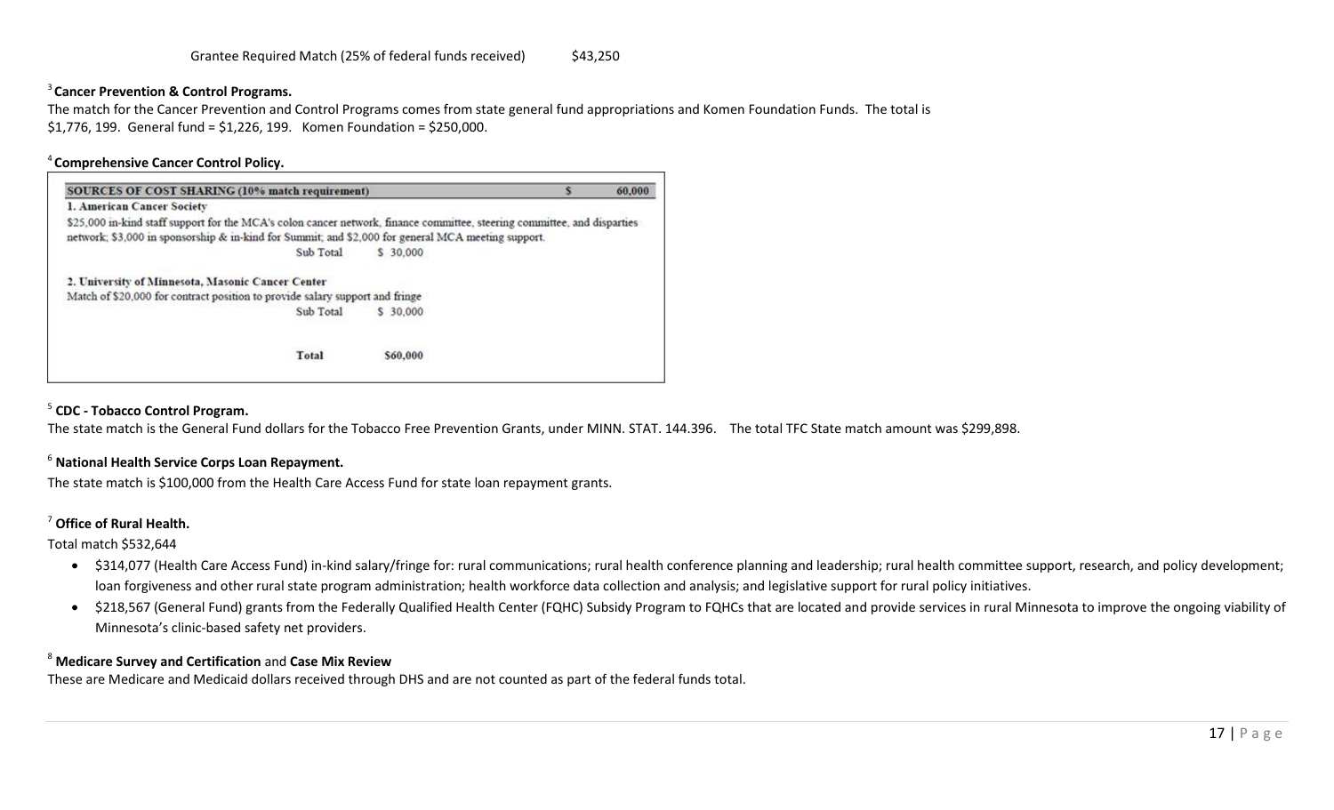Grantee Required Match (25% of federal funds received) $43,250

[3] **Cancer Prevention & Control Programs.**

The match for the Cancer Prevention and Control Programs comes from state general fund appropriations and Komen Foundation Funds. The total is $1,776, 199. General fund = $1,226, 199. Komen Foundation = $250,000.

[4] **Comprehensive Cancer Control Policy.**

| SOURCES OF COST SHARING (10% match requirement) | | $ 60,000 |
|---|---|---|
| **1. American Cancer Society** | | |
| $25,000 in-kind staff support for the MCA's colon cancer network, finance committee, steering committee, and disparties network; $3,000 in sponsorship & in-kind for Summit; and $2,000 for general MCA meeting support. | | |
| Sub Total | $ 30,000 | |
| **2. University of Minnesota, Masonic Cancer Center** | | |
| Match of $20,000 for contract position to provide salary support and fringe | | |
| Sub Total | $ 30,000 | |
| **Total** | **$60,000** | |

[5] **CDC - Tobacco Control Program.**

The state match is the General Fund dollars for the Tobacco Free Prevention Grants, under MINN. STAT. 144.396. The total TFC State match amount was $299,898.

[6] **National Health Service Corps Loan Repayment.**

The state match is $100,000 from the Health Care Access Fund for state loan repayment grants.

[7] **Office of Rural Health.**

Total match $532,644

- $314,077 (Health Care Access Fund) in-kind salary/fringe for: rural communications; rural health conference planning and leadership; rural health committee support, research, and policy development; loan forgiveness and other rural state program administration; health workforce data collection and analysis; and legislative support for rural policy initiatives.
- $218,567 (General Fund) grants from the Federally Qualified Health Center (FQHC) Subsidy Program to FQHCs that are located and provide services in rural Minnesota to improve the ongoing viability of Minnesota's clinic-based safety net providers.

[8] **Medicare Survey and Certification** and **Case Mix Review**

These are Medicare and Medicaid dollars received through DHS and are not counted as part of the federal funds total.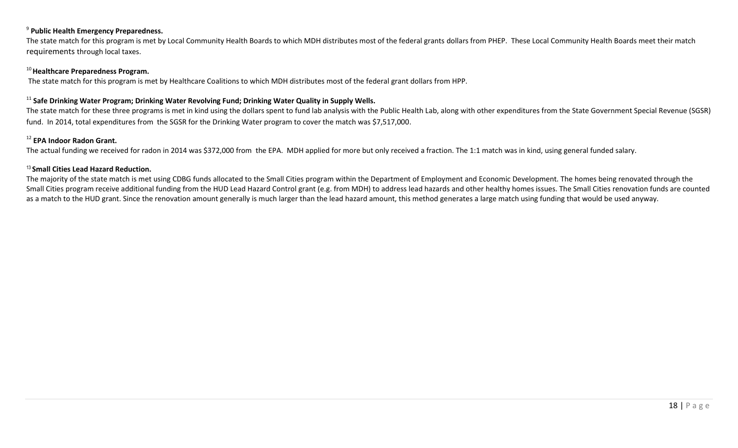[9] **Public Health Emergency Preparedness.**

The state match for this program is met by Local Community Health Boards to which MDH distributes most of the federal grants dollars from PHEP. These Local Community Health Boards meet their match requirements through local taxes.

[10] **Healthcare Preparedness Program.**

The state match for this program is met by Healthcare Coalitions to which MDH distributes most of the federal grant dollars from HPP.

[11] **Safe Drinking Water Program; Drinking Water Revolving Fund; Drinking Water Quality in Supply Wells.**

The state match for these three programs is met in kind using the dollars spent to fund lab analysis with the Public Health Lab, along with other expenditures from the State Government Special Revenue (SGSR) fund. In 2014, total expenditures from the SGSR for the Drinking Water program to cover the match was $7,517,000.

[12] **EPA Indoor Radon Grant.**

The actual funding we received for radon in 2014 was $372,000 from the EPA. MDH applied for more but only received a fraction. The 1:1 match was in kind, using general funded salary.

[13] **Small Cities Lead Hazard Reduction.**

The majority of the state match is met using CDBG funds allocated to the Small Cities program within the Department of Employment and Economic Development. The homes being renovated through the Small Cities program receive additional funding from the HUD Lead Hazard Control grant (e.g. from MDH) to address lead hazards and other healthy homes issues. The Small Cities renovation funds are counted as a match to the HUD grant. Since the renovation amount generally is much larger than the lead hazard amount, this method generates a large match using funding that would be used anyway.